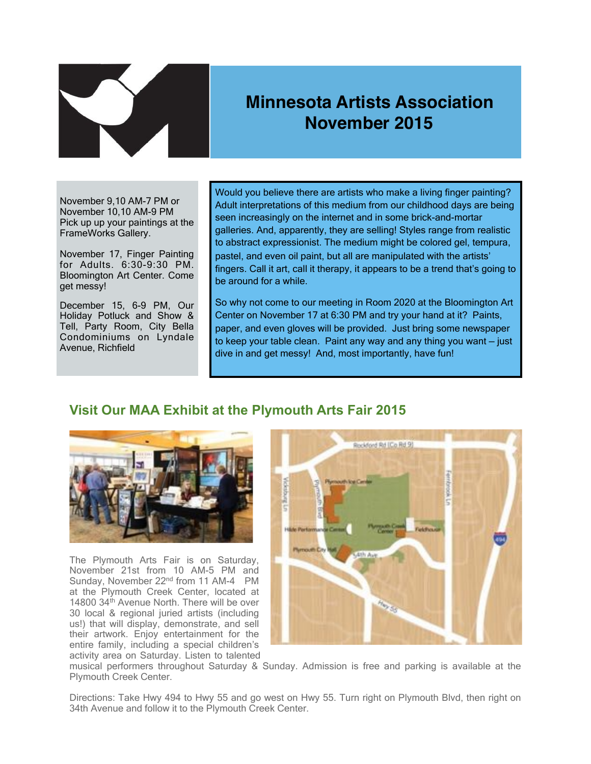# Minnesota Artists Association November 2015

November 9,10 AM-7 PM or November 10,10 AM-9 PM Pick up up your paintings at the FrameWorks Gallery.

November 17, Finger Painting for Adults. 6:30-9:30 PM. Bloomington Art Center. Come get messy!

December 15, 6-9 PM, Our Holiday Potluck and Show & Tell, Party Room, City Bella Condominiums on Lyndale Avenue, Richfield

Would you believe there are artists who make a living finger painting? Adult interpretations of this medium from our childhood days are being seen increasingly on the internet and in some brick-and-mortar galleries. And, apparently, they are selling! Styles range from realistic to abstract expressionist. The medium might be colored gel, tempura, pastel, and even oil paint, but all are manipulated with the artists' fingers. Call it art, call it therapy, it appears to be a trend that's going to be around for a while.

So why not come to our meeting in Room 2020 at the Bloomington Art Center on November 17 at 6:30 PM and try your hand at it? Paints, paper, and even gloves will be provided. Just bring some newspaper to keep your table clean. Paint any way and any thing you want – just dive in and get messy! And, most importantly, have fun!

## Visit Our MAA Exhibit at the Plymouth Arts Fair 2015

The Plymouth Arts Fair is on Saturday, November 21st from 10 AM-5 PM and Sunday, November 22nd from 11 AM-4 PM at the Plymouth Creek Center, located at 14800 34th Avenue North. There will be over 30 local & regional juried artists (including us!) that will display, demonstrate, and sell their artwork. Enjoy entertainment for the entire family, including a special children's activity area on Saturday. Listen to talented musical performers throughout Saturday & Sunday. Admission is free and parking is available at the Plymouth Creek Center.

Directions: Take Hwy 494 to Hwy 55 and go west on Hwy 55. Turn right on Plymouth Blvd, then right on 34th Avenue and follow it to the Plymouth Creek Center.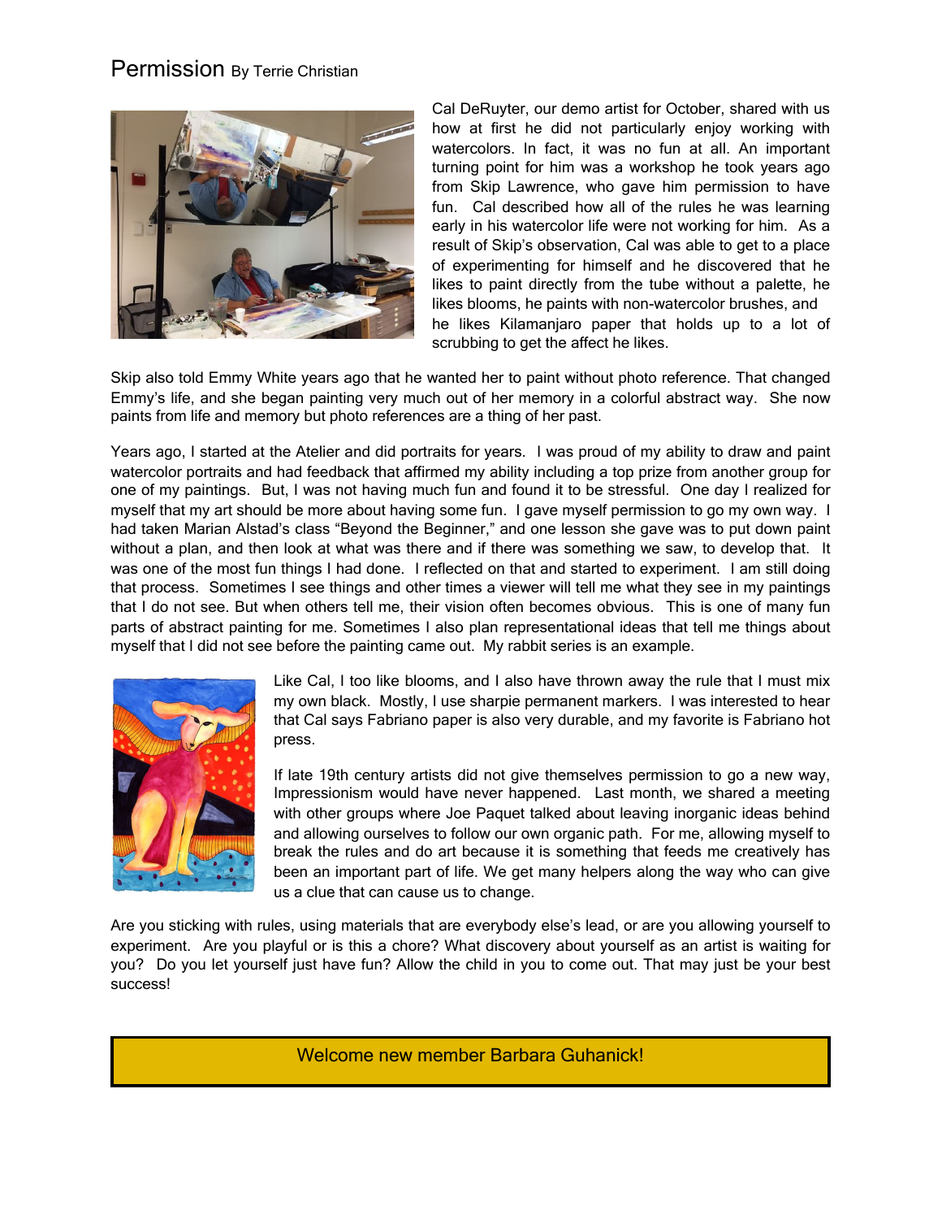## Permission By Terrie Christian

Cal DeRuyter, our demo artist for October, shared with us how at first he did not particularly enjoy working with watercolors. In fact, it was no fun at all. An important turning point for him was a workshop he took years ago from Skip Lawrence, who gave him permission to have fun. Cal described how all of the rules he was learning early in his watercolor life were not working for him. As a result of Skip's observation, Cal was able to get to a place of experimenting for himself and he discovered that he likes to paint directly from the tube without a palette, he likes blooms, he paints with non-watercolor brushes, and he likes Kilamanjaro paper that holds up to a lot of scrubbing to get the affect he likes.

Skip also told Emmy White years ago that he wanted her to paint without photo reference. That changed Emmy's life, and she began painting very much out of her memory in a colorful abstract way. She now paints from life and memory but photo references are a thing of her past.

Years ago, I started at the Atelier and did portraits for years. I was proud of my ability to draw and paint watercolor portraits and had feedback that affirmed my ability including a top prize from another group for one of my paintings. But, I was not having much fun and found it to be stressful. One day I realized for myself that my art should be more about having some fun. I gave myself permission to go my own way. I had taken Marian Alstad's class "Beyond the Beginner," and one lesson she gave was to put down paint without a plan, and then look at what was there and if there was something we saw, to develop that. It was one of the most fun things I had done. I reflected on that and started to experiment. I am still doing that process. Sometimes I see things and other times a viewer will tell me what they see in my paintings that I do not see. But when others tell me, their vision often becomes obvious. This is one of many fun parts of abstract painting for me. Sometimes I also plan representational ideas that tell me things about myself that I did not see before the painting came out. My rabbit series is an example.

Like Cal, I too like blooms, and I also have thrown away the rule that I must mix my own black. Mostly, I use sharpie permanent markers. I was interested to hear that Cal says Fabriano paper is also very durable, and my favorite is Fabriano hot press.

If late 19th century artists did not give themselves permission to go a new way, Impressionism would have never happened. Last month, we shared a meeting with other groups where Joe Paquet talked about leaving inorganic ideas behind and allowing ourselves to follow our own organic path. For me, allowing myself to break the rules and do art because it is something that feeds me creatively has been an important part of life. We get many helpers along the way who can give us a clue that can cause us to change.

Are you sticking with rules, using materials that are everybody else's lead, or are you allowing yourself to experiment. Are you playful or is this a chore? What discovery about yourself as an artist is waiting for you? Do you let yourself just have fun? Allow the child in you to come out. That may just be your best success!

Welcome new member Barbara Guhanick!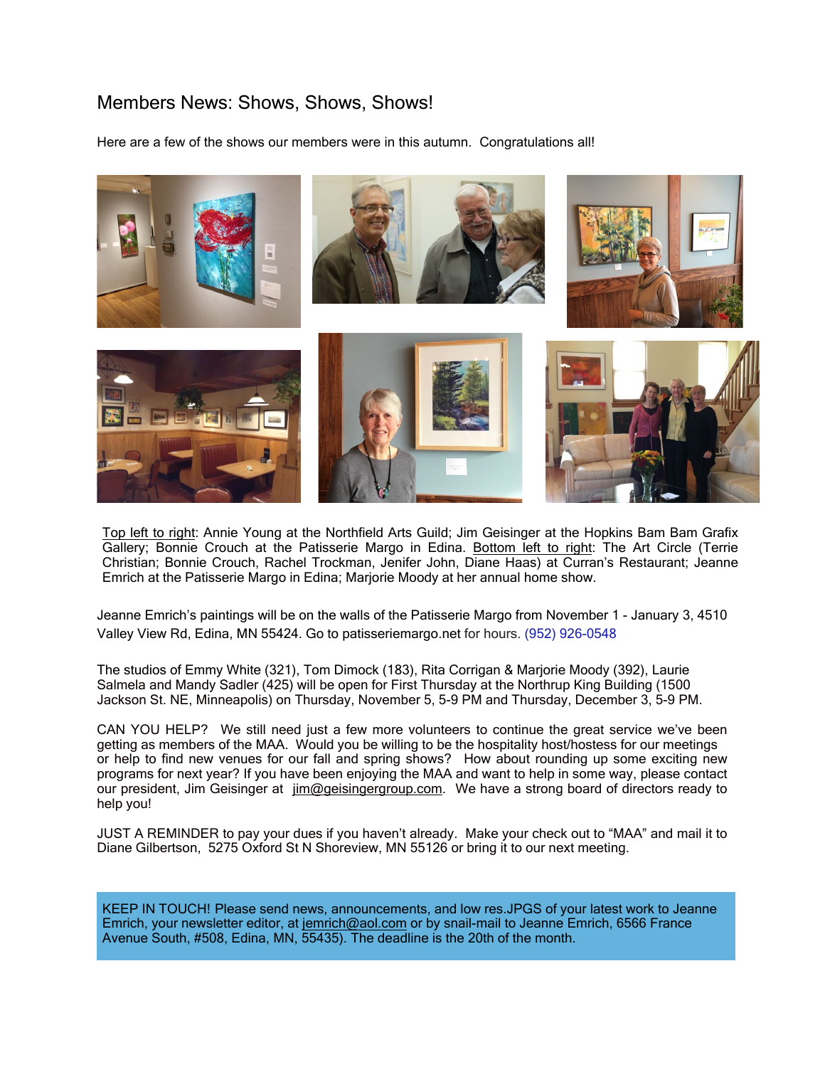## Members News: Shows, Shows, Shows!

Here are a few of the shows our members were in this autumn. Congratulations all!

Top left to right: Annie Young at the Northfield Arts Guild; Jim Geisinger at the Hopkins Bam Bam Grafix Gallery; Bonnie Crouch at the Patisserie Margo in Edina. Bottom left to right: The Art Circle (Terrie Christian; Bonnie Crouch, Rachel Trockman, Jenifer John, Diane Haas) at Curran's Restaurant; Jeanne Emrich at the Patisserie Margo in Edina; Marjorie Moody at her annual home show.

Jeanne Emrich's paintings will be on the walls of the Patisserie Margo from November 1 - January 3, 4510 Valley View Rd, Edina, MN 55424. Go to patisseriemargo.net for hours. (952) 926-0548

The studios of Emmy White (321), Tom Dimock (183), Rita Corrigan & Marjorie Moody (392), Laurie Salmela and Mandy Sadler (425) will be open for First Thursday at the Northrup King Building (1500 Jackson St. NE, Minneapolis) on Thursday, November 5, 5-9 PM and Thursday, December 3, 5-9 PM.

CAN YOU HELP? We still need just a few more volunteers to continue the great service we've been getting as members of the MAA. Would you be willing to be the hospitality host/hostess for our meetings or help to find new venues for our fall and spring shows? How about rounding up some exciting new programs for next year? If you have been enjoying the MAA and want to help in some way, please contact our president, Jim Geisinger at jim@geisingergroup.com. We have a strong board of directors ready to help you!

JUST A REMINDER to pay your dues if you haven't already. Make your check out to "MAA" and mail it to Diane Gilbertson, 5275 Oxford St N Shoreview, MN 55126 or bring it to our next meeting.

KEEP IN TOUCH! Please send news, announcements, and low res.JPGS of your latest work to Jeanne Emrich, your newsletter editor, at jemrich@aol.com or by snail-mail to Jeanne Emrich, 6566 France Avenue South, #508, Edina, MN, 55435). The deadline is the 20th of the month.